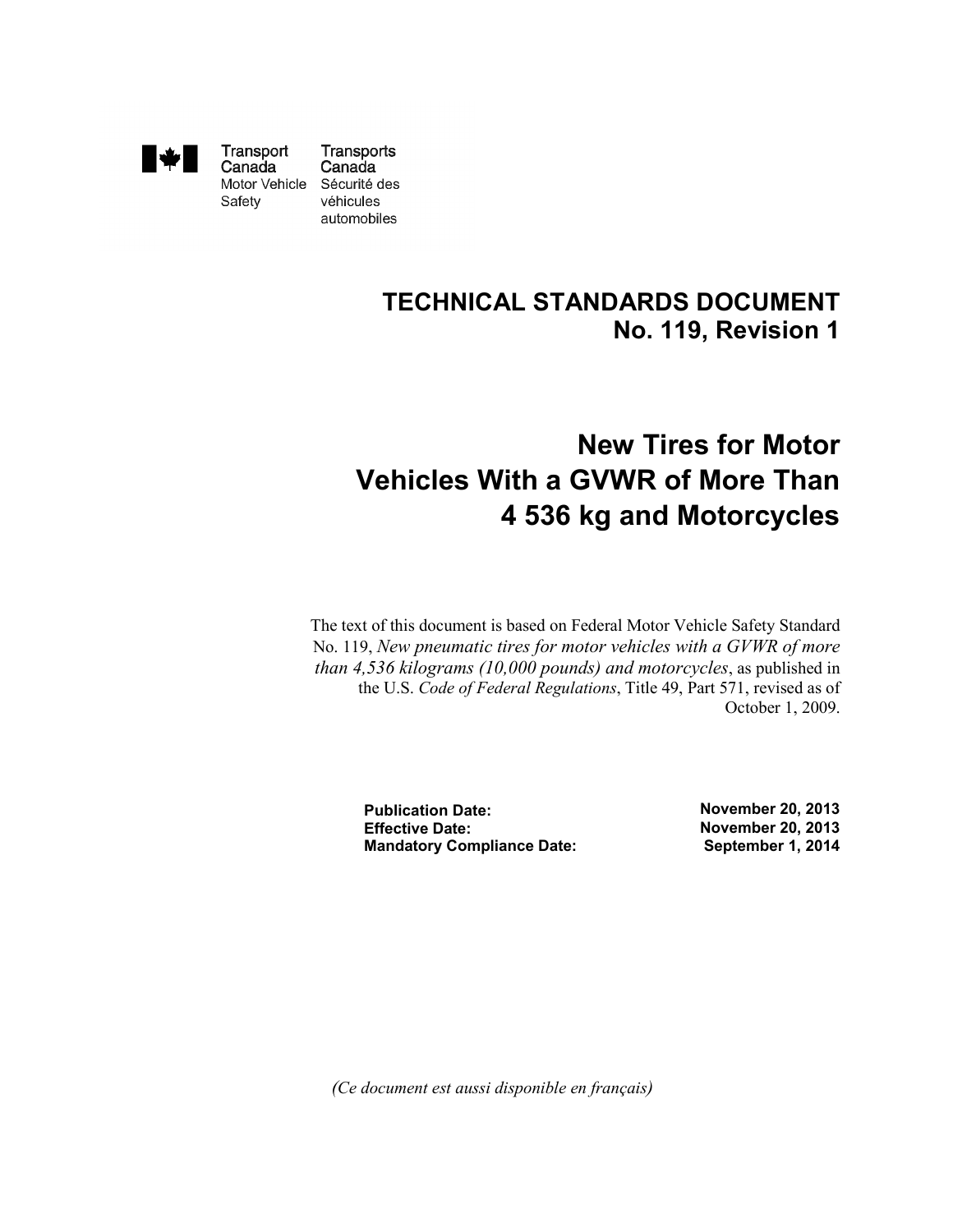Transport Canada | Transports Canada
Motor Vehicle Safety | Sécurité des véhicules automobiles

# TECHNICAL STANDARDS DOCUMENT
## No. 119, Revision 1

# New Tires for Motor Vehicles With a GVWR of More Than 4 536 kg and Motorcycles

The text of this document is based on Federal Motor Vehicle Safety Standard No. 119, *New pneumatic tires for motor vehicles with a GVWR of more than 4,536 kilograms (10,000 pounds) and motorcycles*, as published in the U.S. *Code of Federal Regulations*, Title 49, Part 571, revised as of October 1, 2009.

| | |
|---|---|
| **Publication Date:** | **November 20, 2013** |
| **Effective Date:** | **November 20, 2013** |
| **Mandatory Compliance Date:** | **September 1, 2014** |

*(Ce document est aussi disponible en français)*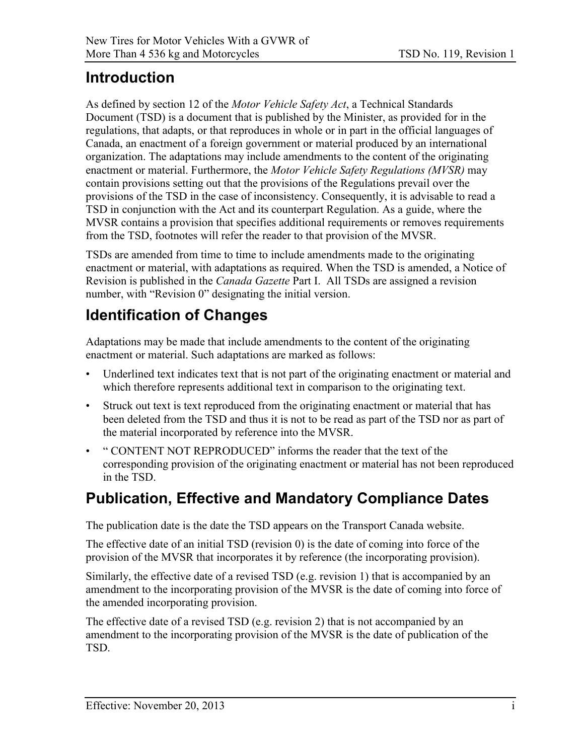## Introduction

As defined by section 12 of the *Motor Vehicle Safety Act*, a Technical Standards Document (TSD) is a document that is published by the Minister, as provided for in the regulations, that adapts, or that reproduces in whole or in part in the official languages of Canada, an enactment of a foreign government or material produced by an international organization. The adaptations may include amendments to the content of the originating enactment or material. Furthermore, the *Motor Vehicle Safety Regulations (MVSR)* may contain provisions setting out that the provisions of the Regulations prevail over the provisions of the TSD in the case of inconsistency. Consequently, it is advisable to read a TSD in conjunction with the Act and its counterpart Regulation. As a guide, where the MVSR contains a provision that specifies additional requirements or removes requirements from the TSD, footnotes will refer the reader to that provision of the MVSR.

TSDs are amended from time to time to include amendments made to the originating enactment or material, with adaptations as required. When the TSD is amended, a Notice of Revision is published in the *Canada Gazette* Part I. All TSDs are assigned a revision number, with "Revision 0" designating the initial version.

## Identification of Changes

Adaptations may be made that include amendments to the content of the originating enactment or material. Such adaptations are marked as follows:

- Underlined text indicates text that is not part of the originating enactment or material and which therefore represents additional text in comparison to the originating text.
- Struck out text is text reproduced from the originating enactment or material that has been deleted from the TSD and thus it is not to be read as part of the TSD nor as part of the material incorporated by reference into the MVSR.
- " CONTENT NOT REPRODUCED" informs the reader that the text of the corresponding provision of the originating enactment or material has not been reproduced in the TSD.

## Publication, Effective and Mandatory Compliance Dates

The publication date is the date the TSD appears on the Transport Canada website.

The effective date of an initial TSD (revision 0) is the date of coming into force of the provision of the MVSR that incorporates it by reference (the incorporating provision).

Similarly, the effective date of a revised TSD (e.g. revision 1) that is accompanied by an amendment to the incorporating provision of the MVSR is the date of coming into force of the amended incorporating provision.

The effective date of a revised TSD (e.g. revision 2) that is not accompanied by an amendment to the incorporating provision of the MVSR is the date of publication of the TSD.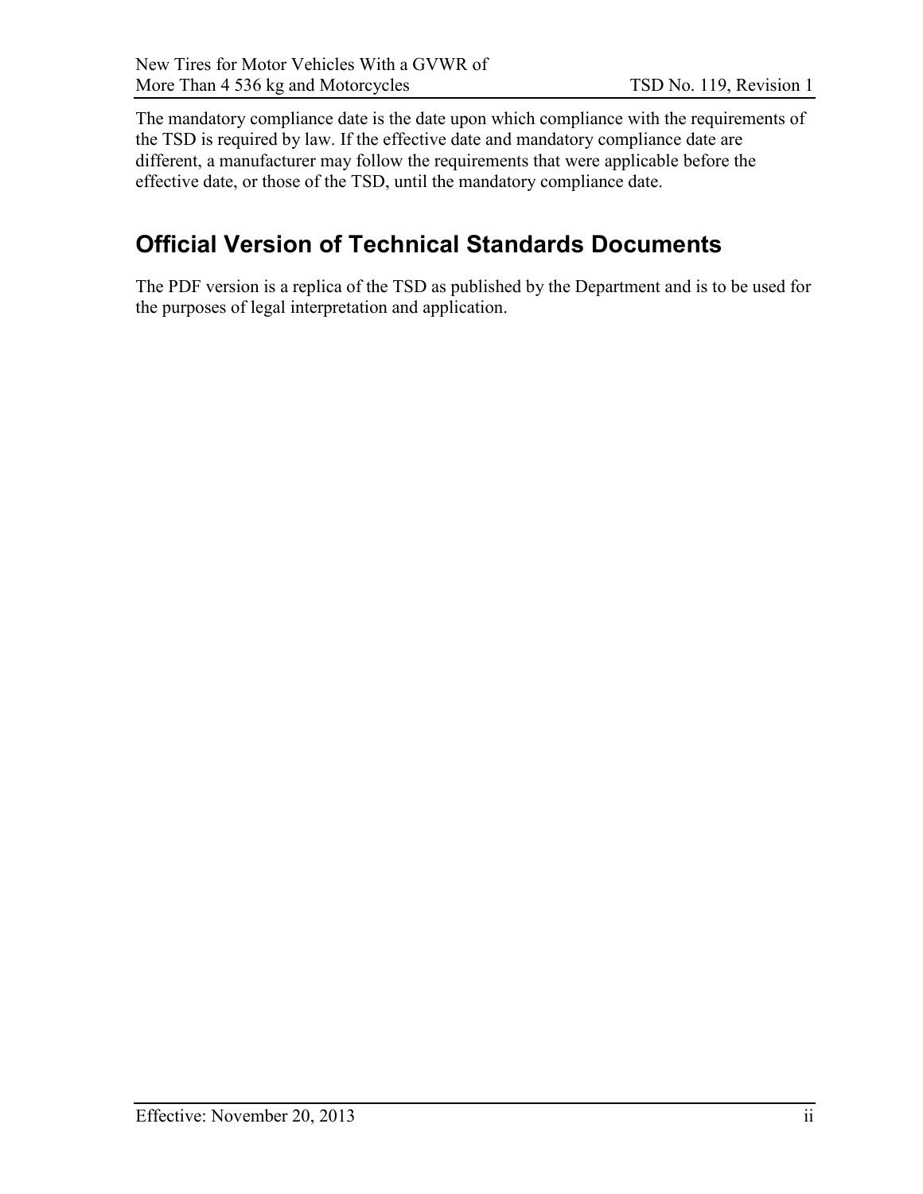The mandatory compliance date is the date upon which compliance with the requirements of the TSD is required by law. If the effective date and mandatory compliance date are different, a manufacturer may follow the requirements that were applicable before the effective date, or those of the TSD, until the mandatory compliance date.

## Official Version of Technical Standards Documents

The PDF version is a replica of the TSD as published by the Department and is to be used for the purposes of legal interpretation and application.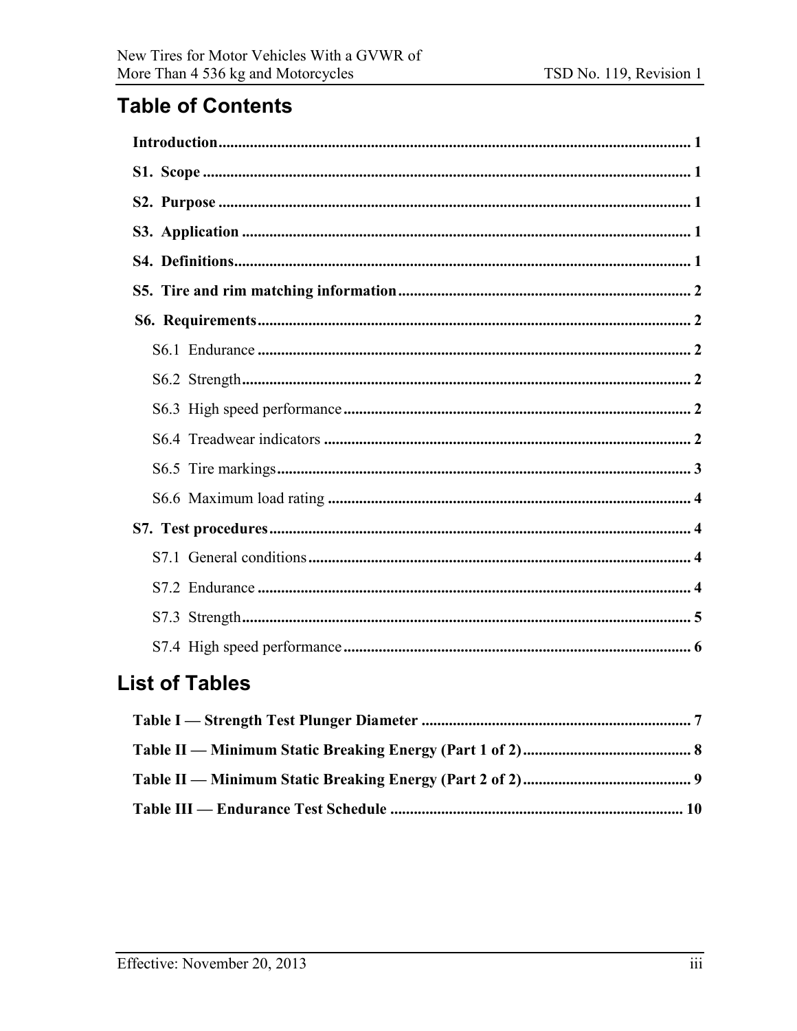## Table of Contents

**Introduction** ........................................................................................................... 1

**S1. Scope** ............................................................................................................... 1

**S2. Purpose** ........................................................................................................... 1

**S3. Application** ..................................................................................................... 1

**S4. Definitions** ...................................................................................................... 1

**S5. Tire and rim matching information** ................................................................ 2

**S6. Requirements** ................................................................................................. 2

- S6.1 Endurance .............................................................................................. 2
- S6.2 Strength .................................................................................................. 2
- S6.3 High speed performance ......................................................................... 2
- S6.4 Treadwear indicators .............................................................................. 2
- S6.5 Tire markings .......................................................................................... 3
- S6.6 Maximum load rating .............................................................................. 4

**S7. Test procedures** .............................................................................................. 4

- S7.1 General conditions .................................................................................. 4
- S7.2 Endurance .............................................................................................. 4
- S7.3 Strength .................................................................................................. 5
- S7.4 High speed performance ......................................................................... 6

## List of Tables

**Table I — Strength Test Plunger Diameter** ........................................................... 7

**Table II — Minimum Static Breaking Energy (Part 1 of 2)** ................................... 8

**Table II — Minimum Static Breaking Energy (Part 2 of 2)** ................................... 9

**Table III — Endurance Test Schedule** ................................................................. 10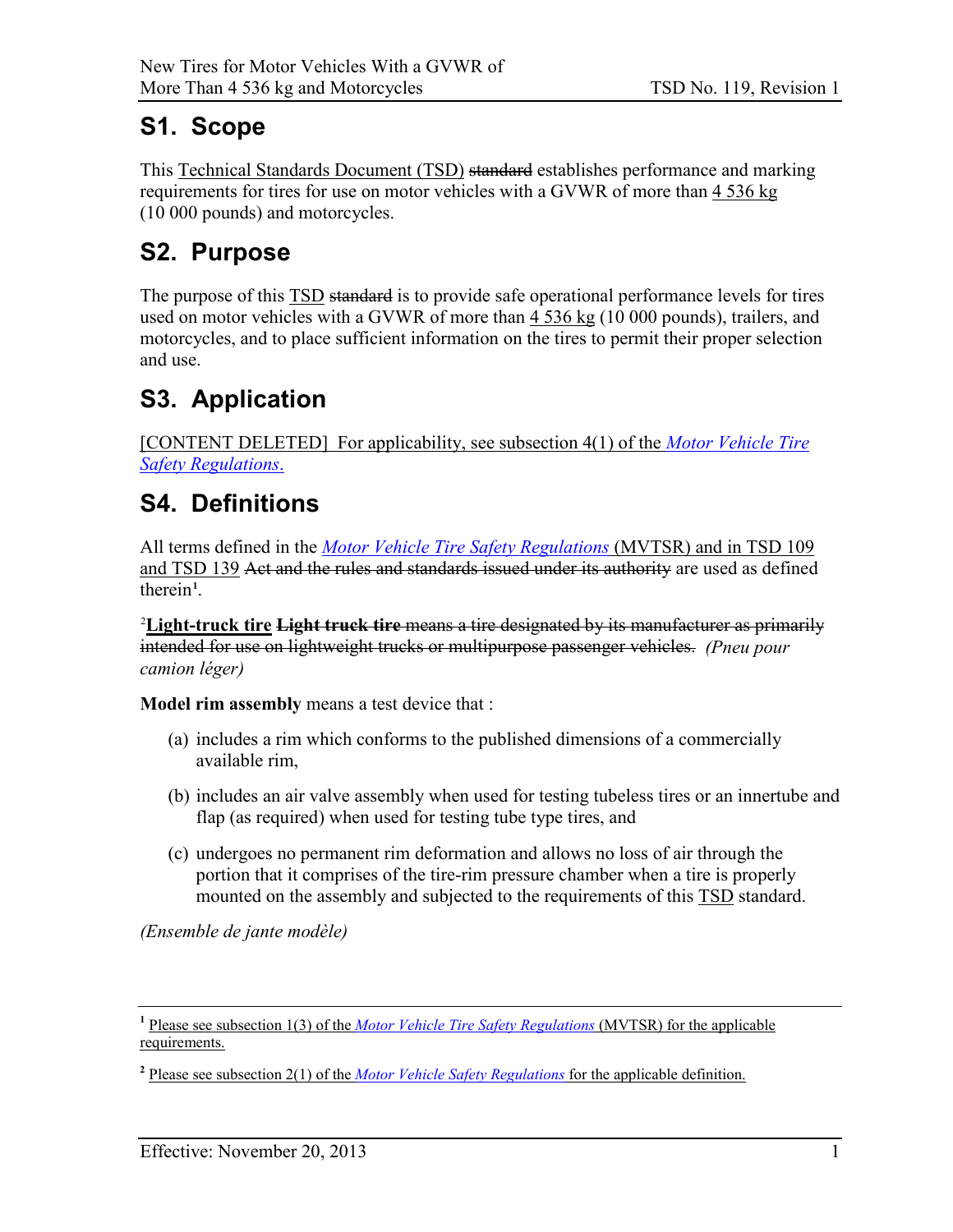# S1. Scope

This Technical Standards Document (TSD) ~~standard~~ establishes performance and marking requirements for tires for use on motor vehicles with a GVWR of more than 4 536 kg (10 000 pounds) and motorcycles.

# S2. Purpose

The purpose of this TSD ~~standard~~ is to provide safe operational performance levels for tires used on motor vehicles with a GVWR of more than 4 536 kg (10 000 pounds), trailers, and motorcycles, and to place sufficient information on the tires to permit their proper selection and use.

# S3. Application

[CONTENT DELETED] For applicability, see subsection 4(1) of the *Motor Vehicle Tire Safety Regulations*.

# S4. Definitions

All terms defined in the *Motor Vehicle Tire Safety Regulations* (MVTSR) and in TSD 109 and TSD 139 ~~Act and the rules and standards issued under its authority~~ are used as defined therein[1].

[2]**Light-truck tire** ~~**Light truck tire** means a tire designated by its manufacturer as primarily intended for use on lightweight trucks or multipurpose passenger vehicles.~~ *(Pneu pour camion léger)*

**Model rim assembly** means a test device that :

(a) includes a rim which conforms to the published dimensions of a commercially available rim,

(b) includes an air valve assembly when used for testing tubeless tires or an innertube and flap (as required) when used for testing tube type tires, and

(c) undergoes no permanent rim deformation and allows no loss of air through the portion that it comprises of the tire-rim pressure chamber when a tire is properly mounted on the assembly and subjected to the requirements of this TSD standard.

*(Ensemble de jante modèle)*

---

[1] Please see subsection 1(3) of the *Motor Vehicle Tire Safety Regulations* (MVTSR) for the applicable requirements.

[2] Please see subsection 2(1) of the *Motor Vehicle Safety Regulations* for the applicable definition.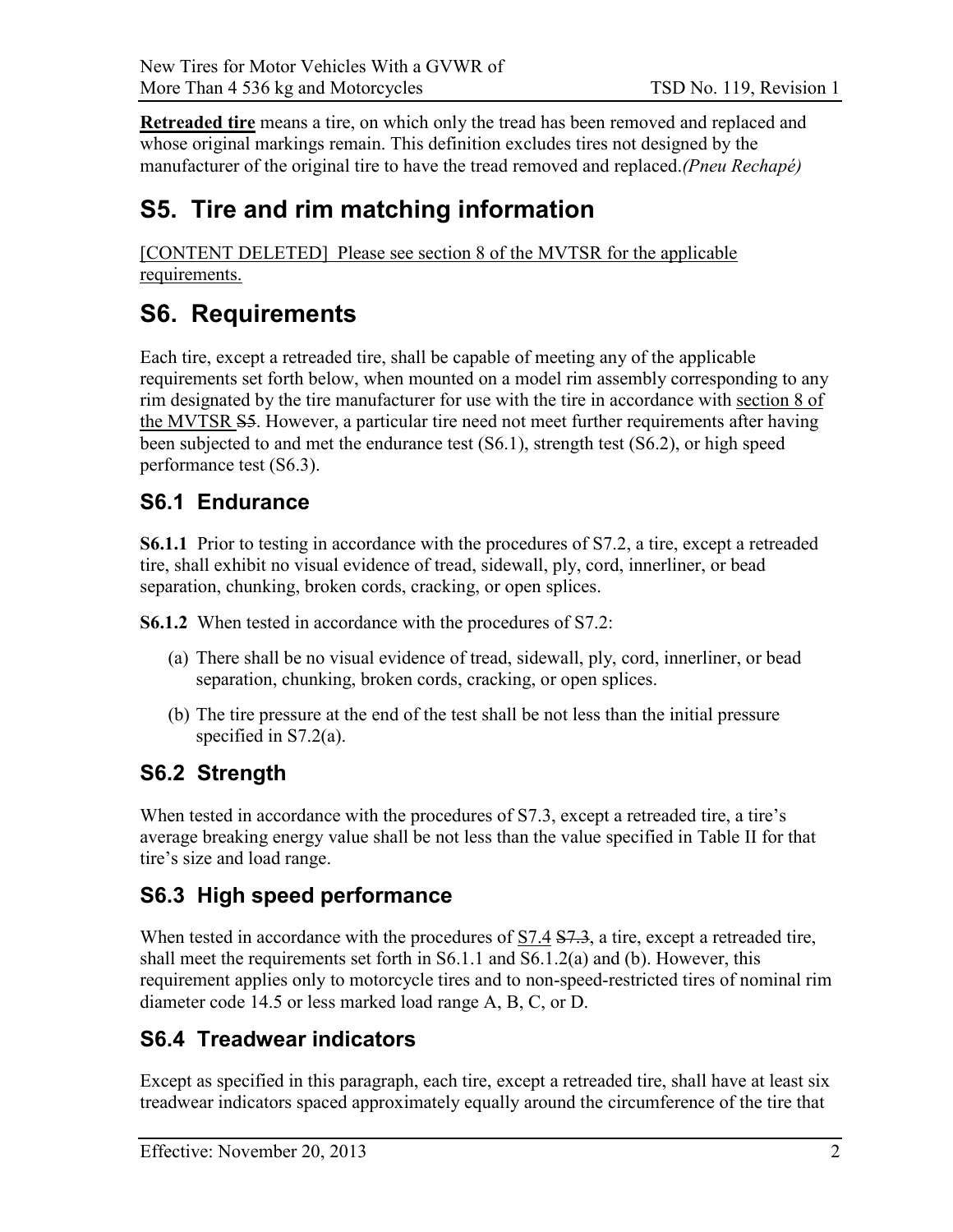**Retreaded tire** means a tire, on which only the tread has been removed and replaced and whose original markings remain. This definition excludes tires not designed by the manufacturer of the original tire to have the tread removed and replaced.*(Pneu Rechapé)*

# S5. Tire and rim matching information

[CONTENT DELETED] Please see section 8 of the MVTSR for the applicable requirements.

# S6. Requirements

Each tire, except a retreaded tire, shall be capable of meeting any of the applicable requirements set forth below, when mounted on a model rim assembly corresponding to any rim designated by the tire manufacturer for use with the tire in accordance with section 8 of the MVTSR ~~S5~~. However, a particular tire need not meet further requirements after having been subjected to and met the endurance test (S6.1), strength test (S6.2), or high speed performance test (S6.3).

## S6.1 Endurance

**S6.1.1** Prior to testing in accordance with the procedures of S7.2, a tire, except a retreaded tire, shall exhibit no visual evidence of tread, sidewall, ply, cord, innerliner, or bead separation, chunking, broken cords, cracking, or open splices.

**S6.1.2** When tested in accordance with the procedures of S7.2:

(a) There shall be no visual evidence of tread, sidewall, ply, cord, innerliner, or bead separation, chunking, broken cords, cracking, or open splices.

(b) The tire pressure at the end of the test shall be not less than the initial pressure specified in S7.2(a).

## S6.2 Strength

When tested in accordance with the procedures of S7.3, except a retreaded tire, a tire's average breaking energy value shall be not less than the value specified in Table II for that tire's size and load range.

## S6.3 High speed performance

When tested in accordance with the procedures of S7.4 ~~S7.3~~, a tire, except a retreaded tire, shall meet the requirements set forth in S6.1.1 and S6.1.2(a) and (b). However, this requirement applies only to motorcycle tires and to non-speed-restricted tires of nominal rim diameter code 14.5 or less marked load range A, B, C, or D.

## S6.4 Treadwear indicators

Except as specified in this paragraph, each tire, except a retreaded tire, shall have at least six treadwear indicators spaced approximately equally around the circumference of the tire that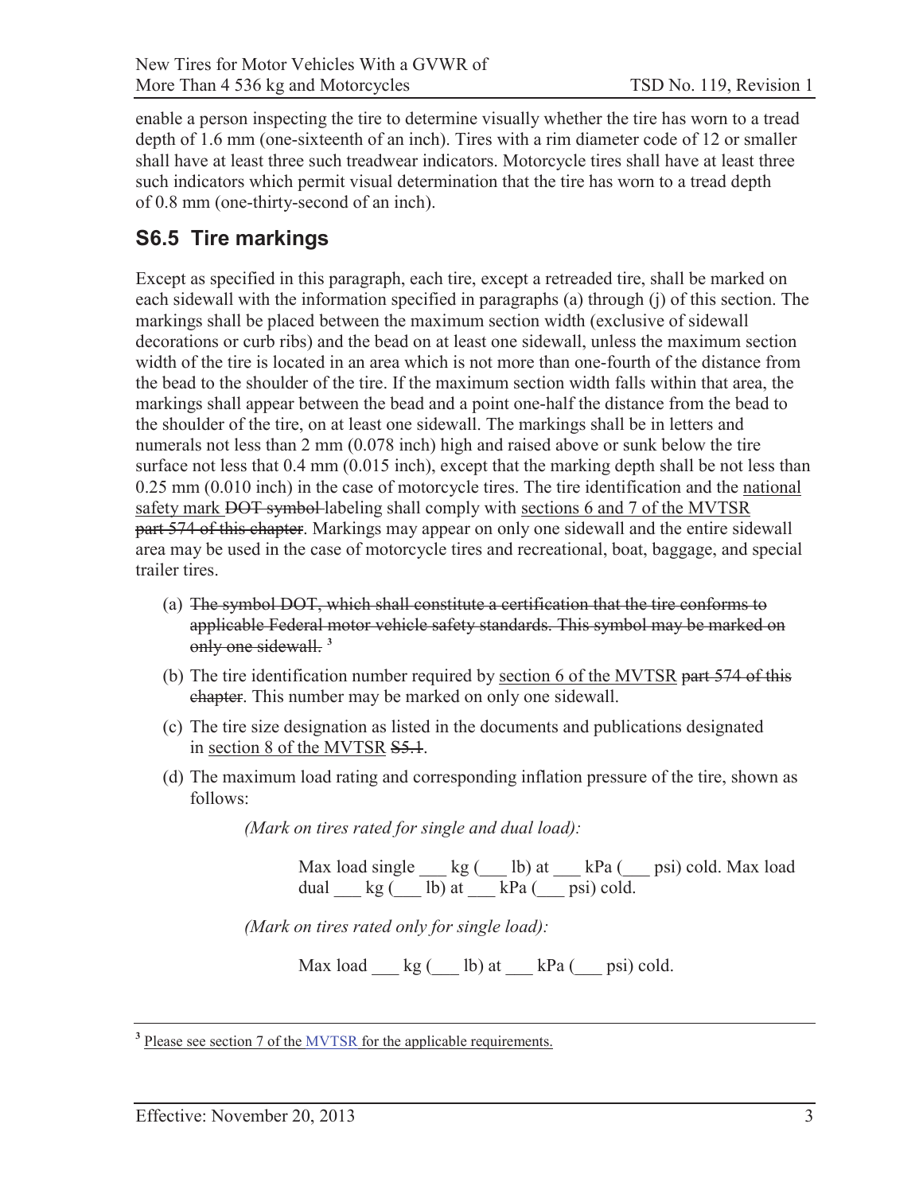enable a person inspecting the tire to determine visually whether the tire has worn to a tread depth of 1.6 mm (one-sixteenth of an inch). Tires with a rim diameter code of 12 or smaller shall have at least three such treadwear indicators. Motorcycle tires shall have at least three such indicators which permit visual determination that the tire has worn to a tread depth of 0.8 mm (one-thirty-second of an inch).

## S6.5 Tire markings

Except as specified in this paragraph, each tire, except a retreaded tire, shall be marked on each sidewall with the information specified in paragraphs (a) through (j) of this section. The markings shall be placed between the maximum section width (exclusive of sidewall decorations or curb ribs) and the bead on at least one sidewall, unless the maximum section width of the tire is located in an area which is not more than one-fourth of the distance from the bead to the shoulder of the tire. If the maximum section width falls within that area, the markings shall appear between the bead and a point one-half the distance from the bead to the shoulder of the tire, on at least one sidewall. The markings shall be in letters and numerals not less than 2 mm (0.078 inch) high and raised above or sunk below the tire surface not less that 0.4 mm (0.015 inch), except that the marking depth shall be not less than 0.25 mm (0.010 inch) in the case of motorcycle tires. The tire identification and the <u>national safety mark</u> ~~DOT symbol~~ labeling shall comply with <u>sections 6 and 7 of the MVTSR</u> ~~part 574 of this chapter~~. Markings may appear on only one sidewall and the entire sidewall area may be used in the case of motorcycle tires and recreational, boat, baggage, and special trailer tires.

(a) ~~The symbol DOT, which shall constitute a certification that the tire conforms to applicable Federal motor vehicle safety standards. This symbol may be marked on only one sidewall.~~ [3]

(b) The tire identification number required by <u>section 6 of the MVTSR</u> ~~part 574 of this chapter~~. This number may be marked on only one sidewall.

(c) The tire size designation as listed in the documents and publications designated in <u>section 8 of the MVTSR</u> ~~S5.1~~.

(d) The maximum load rating and corresponding inflation pressure of the tire, shown as follows:

*(Mark on tires rated for single and dual load):*

Max load single ___ kg (___ lb) at ___ kPa (___ psi) cold. Max load dual ___ kg (___ lb) at ___ kPa (___ psi) cold.

*(Mark on tires rated only for single load):*

Max load ___ kg (___ lb) at ___ kPa (___ psi) cold.

---

[3] <u>Please see section 7 of the MVTSR for the applicable requirements.</u>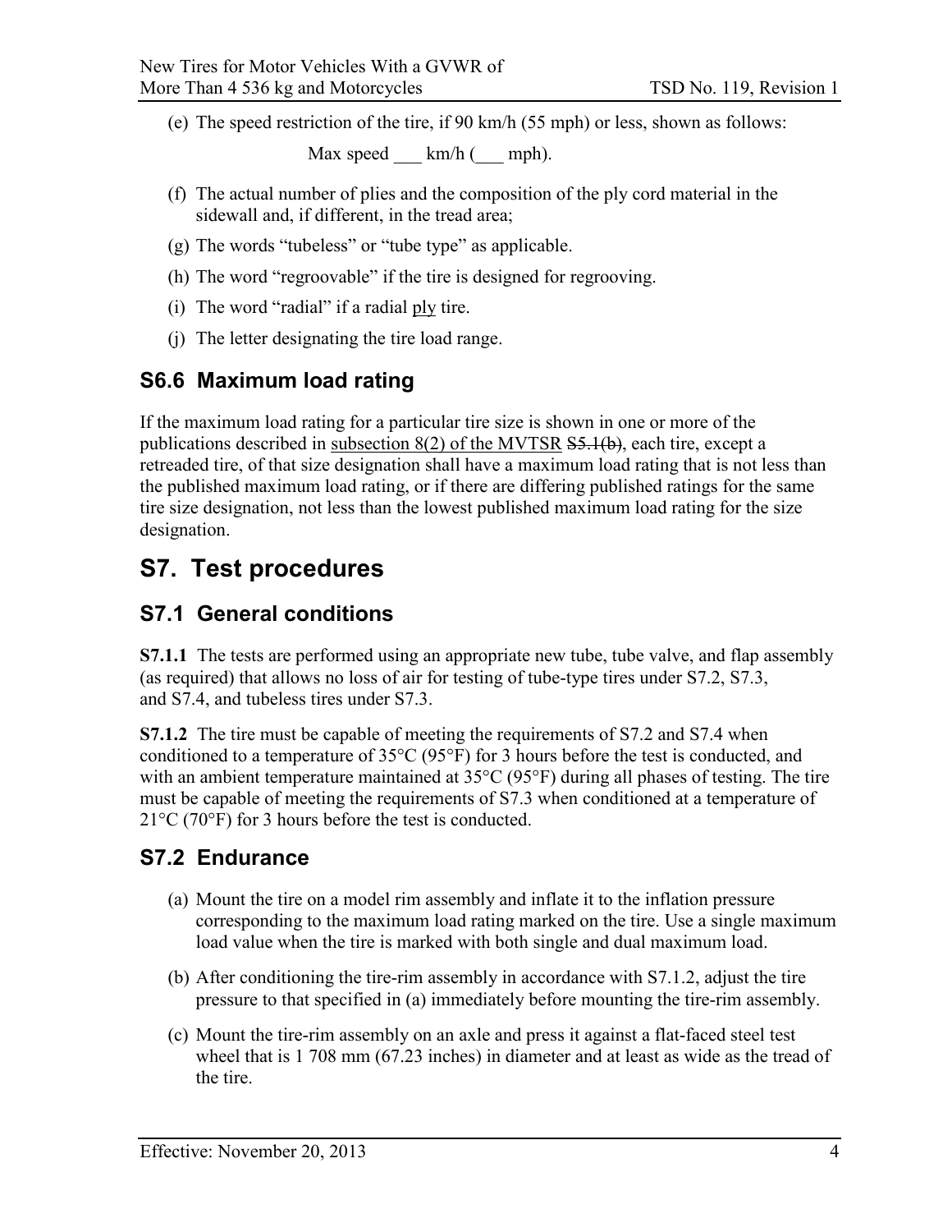(e) The speed restriction of the tire, if 90 km/h (55 mph) or less, shown as follows:

Max speed ___ km/h (___ mph).

(f) The actual number of plies and the composition of the ply cord material in the sidewall and, if different, in the tread area;

(g) The words “tubeless” or “tube type” as applicable.

(h) The word “regroovable” if the tire is designed for regrooving.

(i) The word “radial” if a radial ply tire.

(j) The letter designating the tire load range.

## S6.6 Maximum load rating

If the maximum load rating for a particular tire size is shown in one or more of the publications described in subsection 8(2) of the MVTSR ~~S5.1(b)~~, each tire, except a retreaded tire, of that size designation shall have a maximum load rating that is not less than the published maximum load rating, or if there are differing published ratings for the same tire size designation, not less than the lowest published maximum load rating for the size designation.

# S7. Test procedures

## S7.1 General conditions

**S7.1.1** The tests are performed using an appropriate new tube, tube valve, and flap assembly (as required) that allows no loss of air for testing of tube-type tires under S7.2, S7.3, and S7.4, and tubeless tires under S7.3.

**S7.1.2** The tire must be capable of meeting the requirements of S7.2 and S7.4 when conditioned to a temperature of 35°C (95°F) for 3 hours before the test is conducted, and with an ambient temperature maintained at 35°C (95°F) during all phases of testing. The tire must be capable of meeting the requirements of S7.3 when conditioned at a temperature of 21°C (70°F) for 3 hours before the test is conducted.

## S7.2 Endurance

(a) Mount the tire on a model rim assembly and inflate it to the inflation pressure corresponding to the maximum load rating marked on the tire. Use a single maximum load value when the tire is marked with both single and dual maximum load.

(b) After conditioning the tire-rim assembly in accordance with S7.1.2, adjust the tire pressure to that specified in (a) immediately before mounting the tire-rim assembly.

(c) Mount the tire-rim assembly on an axle and press it against a flat-faced steel test wheel that is 1 708 mm (67.23 inches) in diameter and at least as wide as the tread of the tire.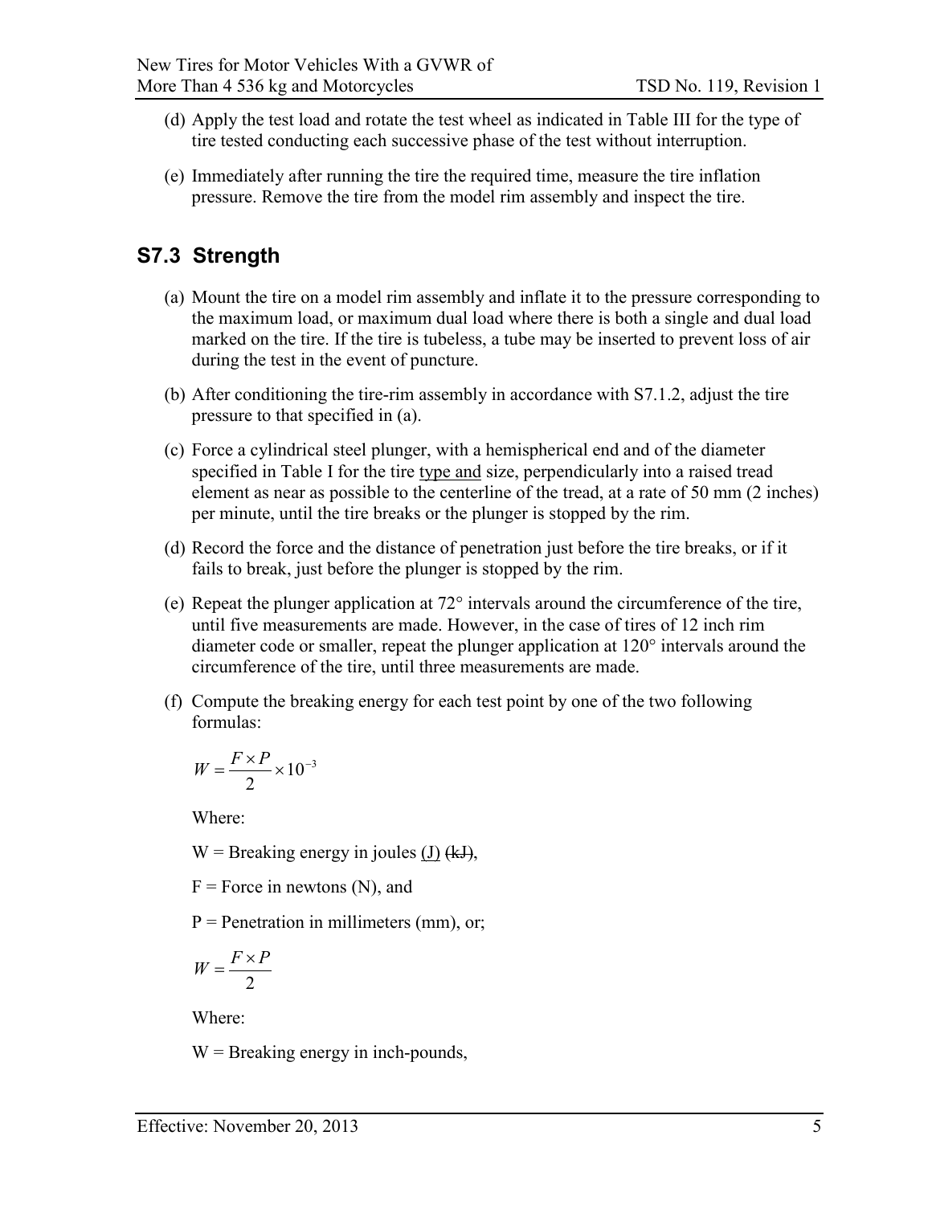(d) Apply the test load and rotate the test wheel as indicated in Table III for the type of tire tested conducting each successive phase of the test without interruption.

(e) Immediately after running the tire the required time, measure the tire inflation pressure. Remove the tire from the model rim assembly and inspect the tire.

## S7.3 Strength

(a) Mount the tire on a model rim assembly and inflate it to the pressure corresponding to the maximum load, or maximum dual load where there is both a single and dual load marked on the tire. If the tire is tubeless, a tube may be inserted to prevent loss of air during the test in the event of puncture.

(b) After conditioning the tire-rim assembly in accordance with S7.1.2, adjust the tire pressure to that specified in (a).

(c) Force a cylindrical steel plunger, with a hemispherical end and of the diameter specified in Table I for the tire type and size, perpendicularly into a raised tread element as near as possible to the centerline of the tread, at a rate of 50 mm (2 inches) per minute, until the tire breaks or the plunger is stopped by the rim.

(d) Record the force and the distance of penetration just before the tire breaks, or if it fails to break, just before the plunger is stopped by the rim.

(e) Repeat the plunger application at 72° intervals around the circumference of the tire, until five measurements are made. However, in the case of tires of 12 inch rim diameter code or smaller, repeat the plunger application at 120° intervals around the circumference of the tire, until three measurements are made.

(f) Compute the breaking energy for each test point by one of the two following formulas:

$$W = \frac{F \times P}{2} \times 10^{-3}$$

Where:

W = Breaking energy in joules (J) ~~(kJ)~~,

F = Force in newtons (N), and

P = Penetration in millimeters (mm), or;

$$W = \frac{F \times P}{2}$$

Where:

W = Breaking energy in inch-pounds,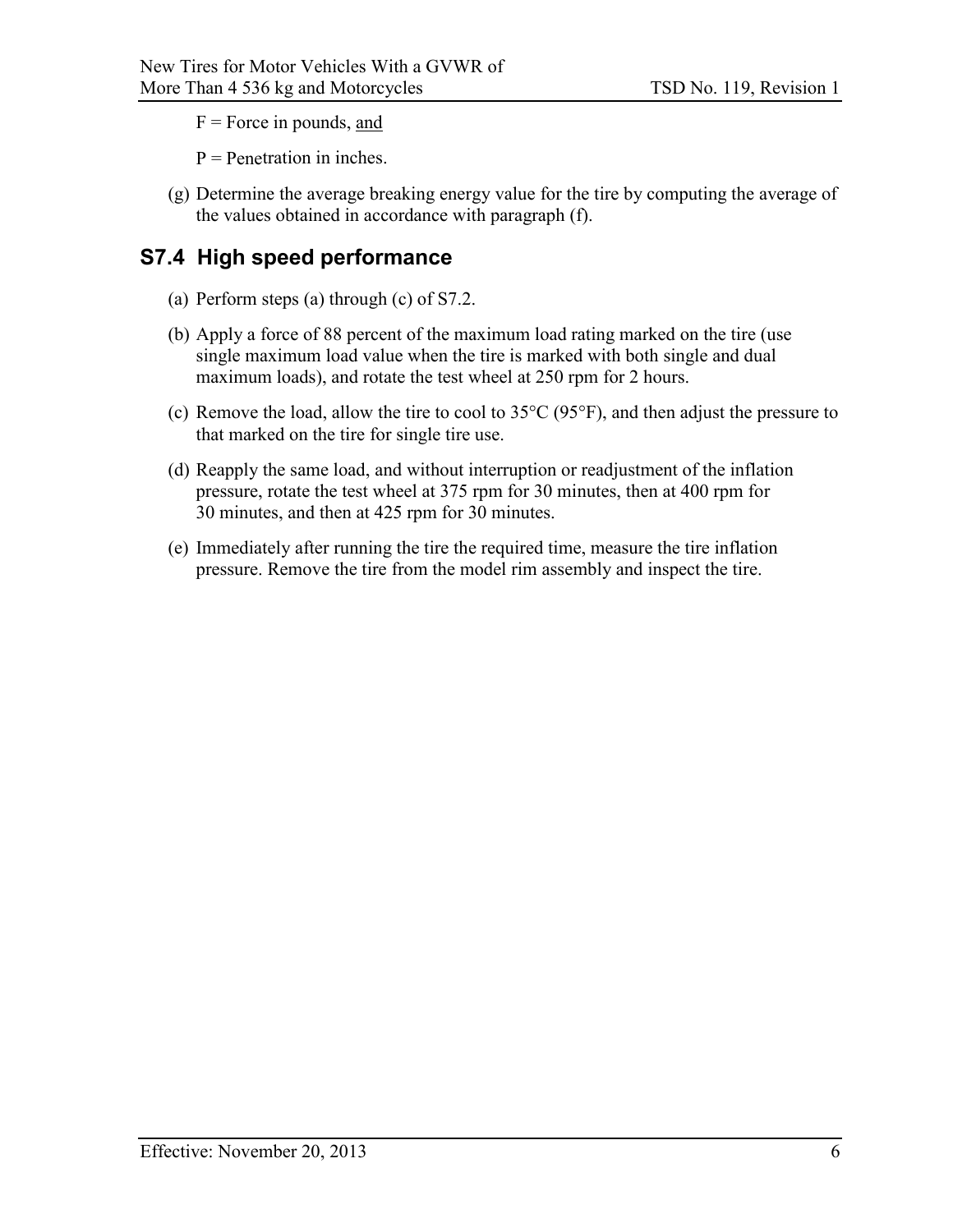F = Force in pounds, and

P = Penetration in inches.

(g) Determine the average breaking energy value for the tire by computing the average of the values obtained in accordance with paragraph (f).

## S7.4 High speed performance

(a) Perform steps (a) through (c) of S7.2.

(b) Apply a force of 88 percent of the maximum load rating marked on the tire (use single maximum load value when the tire is marked with both single and dual maximum loads), and rotate the test wheel at 250 rpm for 2 hours.

(c) Remove the load, allow the tire to cool to 35°C (95°F), and then adjust the pressure to that marked on the tire for single tire use.

(d) Reapply the same load, and without interruption or readjustment of the inflation pressure, rotate the test wheel at 375 rpm for 30 minutes, then at 400 rpm for 30 minutes, and then at 425 rpm for 30 minutes.

(e) Immediately after running the tire the required time, measure the tire inflation pressure. Remove the tire from the model rim assembly and inspect the tire.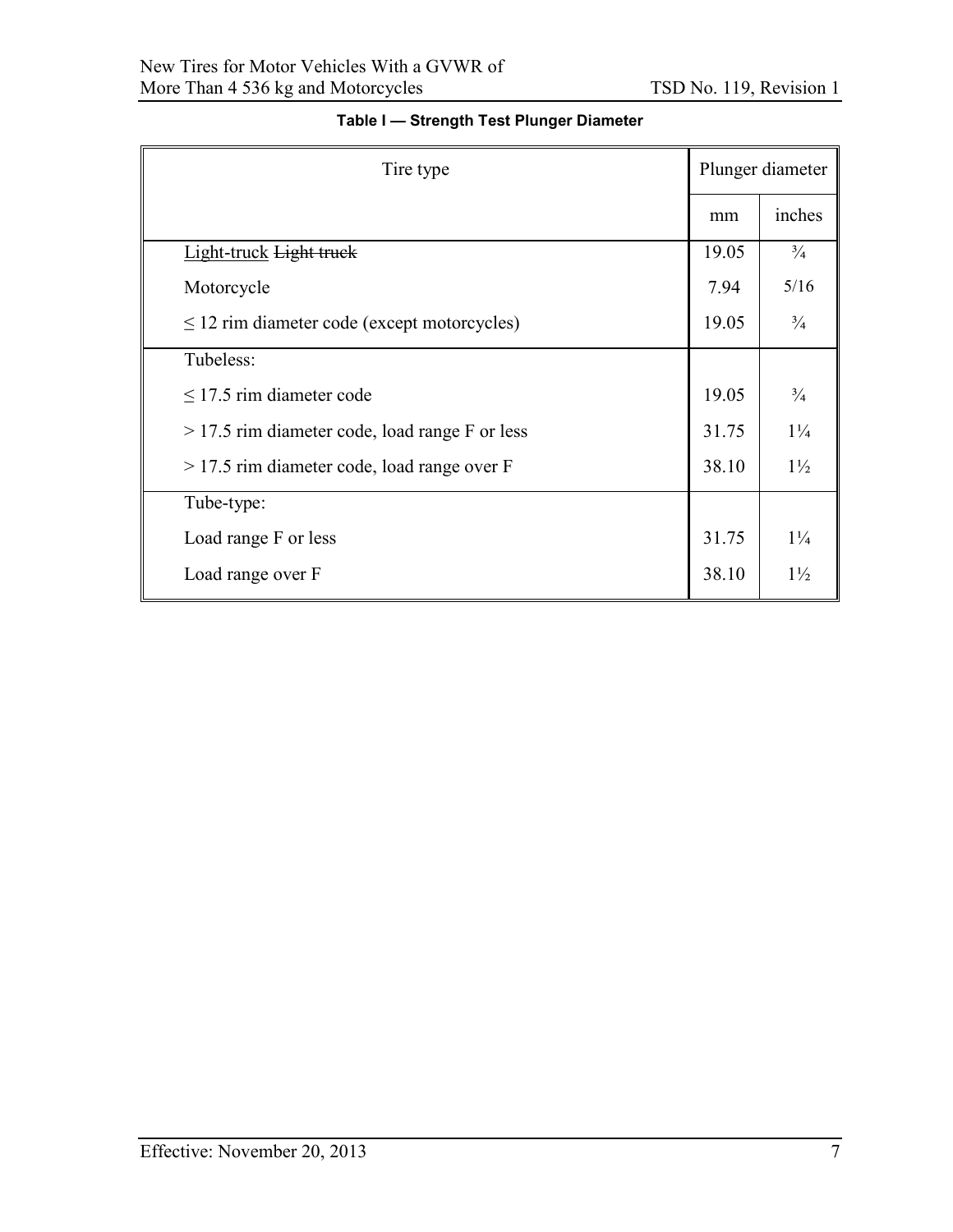**Table I — Strength Test Plunger Diameter**

| Tire type | Plunger diameter | |
|---|---|---|
| | mm | inches |
| Light-truck ~~Light truck~~ | 19.05 | ¾ |
| Motorcycle | 7.94 | 5/16 |
| ≤ 12 rim diameter code (except motorcycles) | 19.05 | ¾ |
| Tubeless: | | |
| ≤ 17.5 rim diameter code | 19.05 | ¾ |
| > 17.5 rim diameter code, load range F or less | 31.75 | 1¼ |
| > 17.5 rim diameter code, load range over F | 38.10 | 1½ |
| Tube-type: | | |
| Load range F or less | 31.75 | 1¼ |
| Load range over F | 38.10 | 1½ |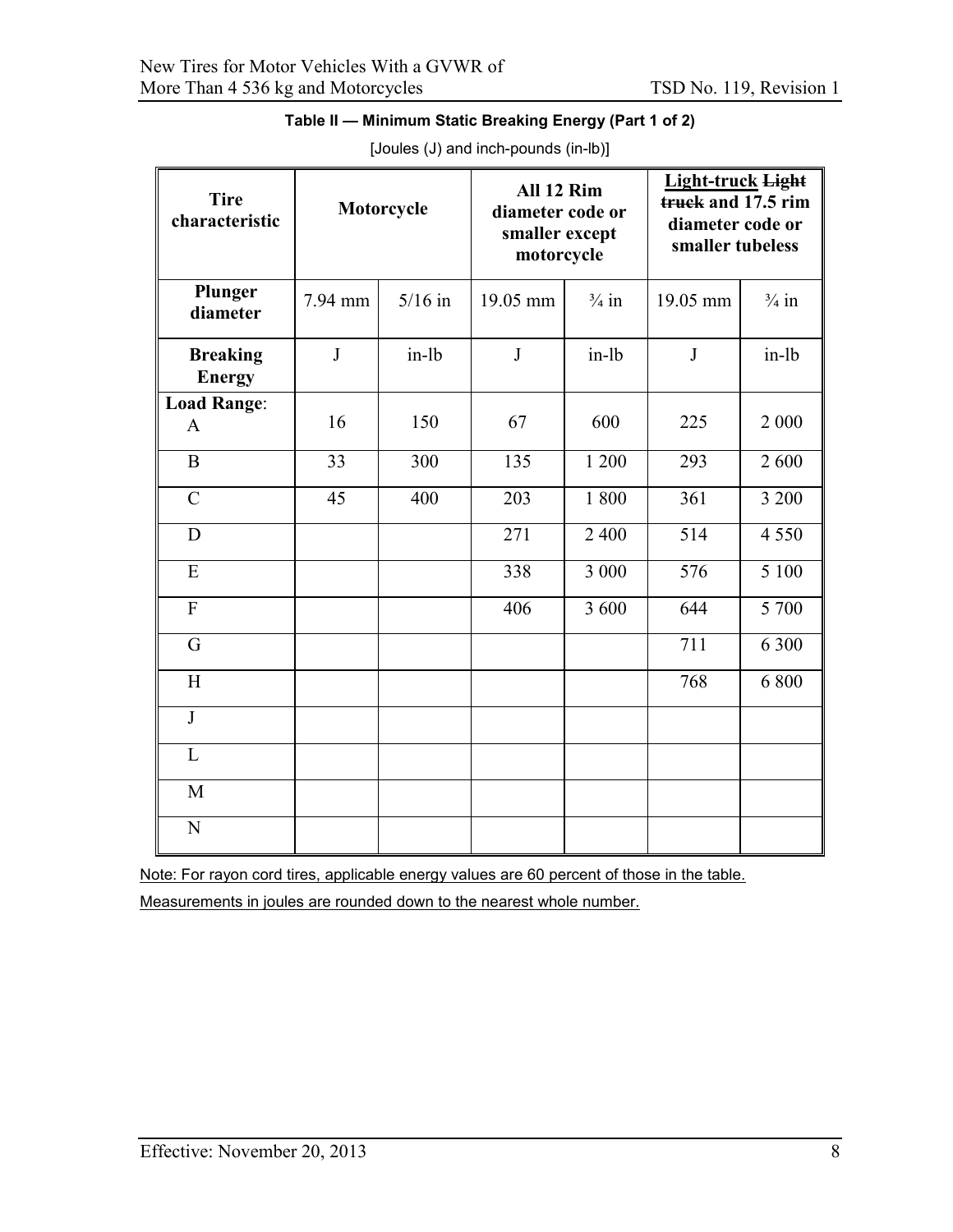**Table II — Minimum Static Breaking Energy (Part 1 of 2)**

[Joules (J) and inch-pounds (in-lb)]

| Tire characteristic | Motorcycle | | All 12 Rim diameter code or smaller except motorcycle | | Light-truck ~~Light truck~~ and 17.5 rim diameter code or smaller tubeless | |
|---|---|---|---|---|---|---|
| **Plunger diameter** | 7.94 mm | 5/16 in | 19.05 mm | ¾ in | 19.05 mm | ¾ in |
| **Breaking Energy** | J | in-lb | J | in-lb | J | in-lb |
| **Load Range**: A | 16 | 150 | 67 | 600 | 225 | 2 000 |
| B | 33 | 300 | 135 | 1 200 | 293 | 2 600 |
| C | 45 | 400 | 203 | 1 800 | 361 | 3 200 |
| D | | | 271 | 2 400 | 514 | 4 550 |
| E | | | 338 | 3 000 | 576 | 5 100 |
| F | | | 406 | 3 600 | 644 | 5 700 |
| G | | | | | 711 | 6 300 |
| H | | | | | 768 | 6 800 |
| J | | | | | | |
| L | | | | | | |
| M | | | | | | |
| N | | | | | | |

Note: For rayon cord tires, applicable energy values are 60 percent of those in the table.

Measurements in joules are rounded down to the nearest whole number.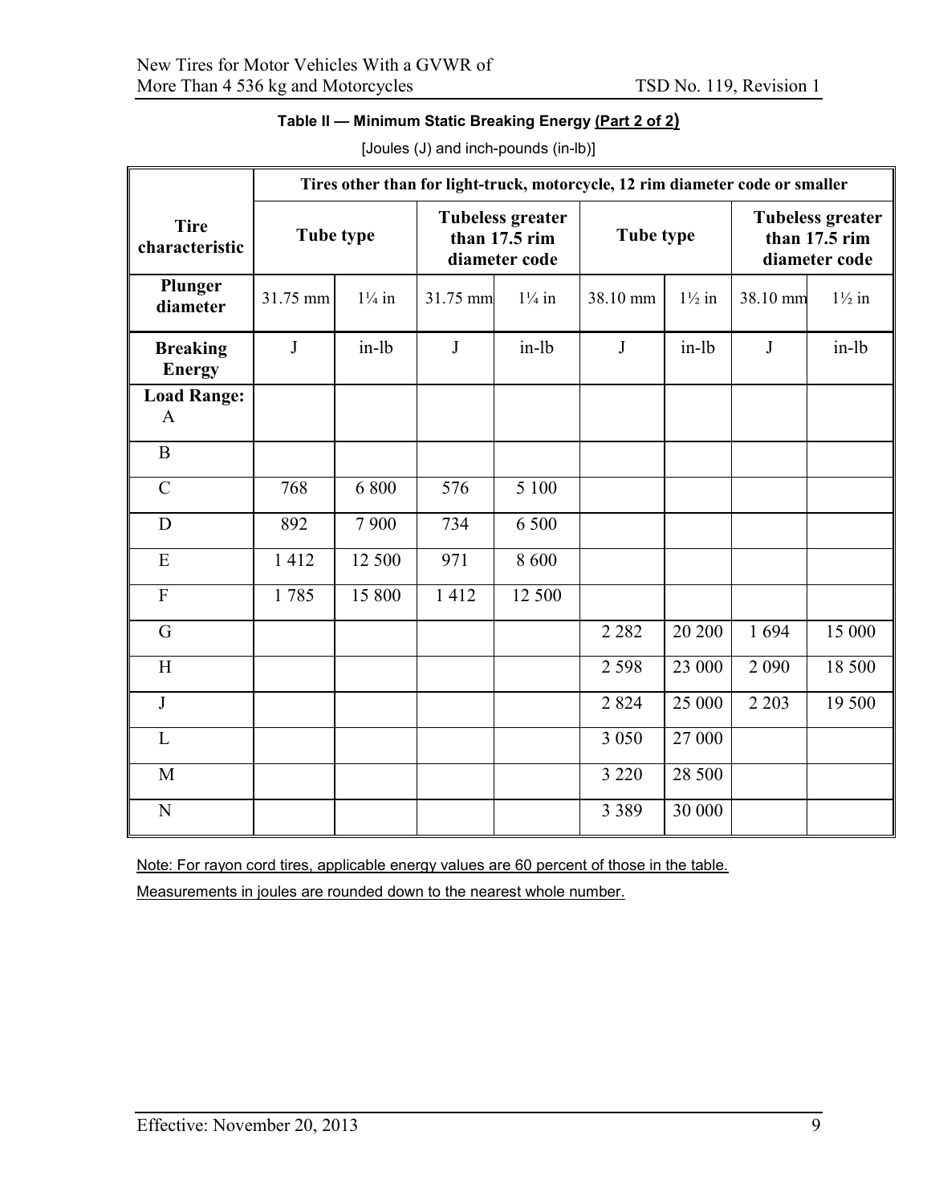**Table II — Minimum Static Breaking Energy (Part 2 of 2)**

[Joules (J) and inch-pounds (in-lb)]

| Tire characteristic | Tires other than for light-truck, motorcycle, 12 rim diameter code or smaller | | | | | | | |
|---|---|---|---|---|---|---|---|---|
| | Tube type | | Tubeless greater than 17.5 rim diameter code | | Tube type | | Tubeless greater than 17.5 rim diameter code | |
| Plunger diameter | 31.75 mm | 1¼ in | 31.75 mm | 1¼ in | 38.10 mm | 1½ in | 38.10 mm | 1½ in |
| Breaking Energy | J | in-lb | J | in-lb | J | in-lb | J | in-lb |
| Load Range: A | | | | | | | | |
| B | | | | | | | | |
| C | 768 | 6 800 | 576 | 5 100 | | | | |
| D | 892 | 7 900 | 734 | 6 500 | | | | |
| E | 1 412 | 12 500 | 971 | 8 600 | | | | |
| F | 1 785 | 15 800 | 1 412 | 12 500 | | | | |
| G | | | | | 2 282 | 20 200 | 1 694 | 15 000 |
| H | | | | | 2 598 | 23 000 | 2 090 | 18 500 |
| J | | | | | 2 824 | 25 000 | 2 203 | 19 500 |
| L | | | | | 3 050 | 27 000 | | |
| M | | | | | 3 220 | 28 500 | | |
| N | | | | | 3 389 | 30 000 | | |

Note: For rayon cord tires, applicable energy values are 60 percent of those in the table.

Measurements in joules are rounded down to the nearest whole number.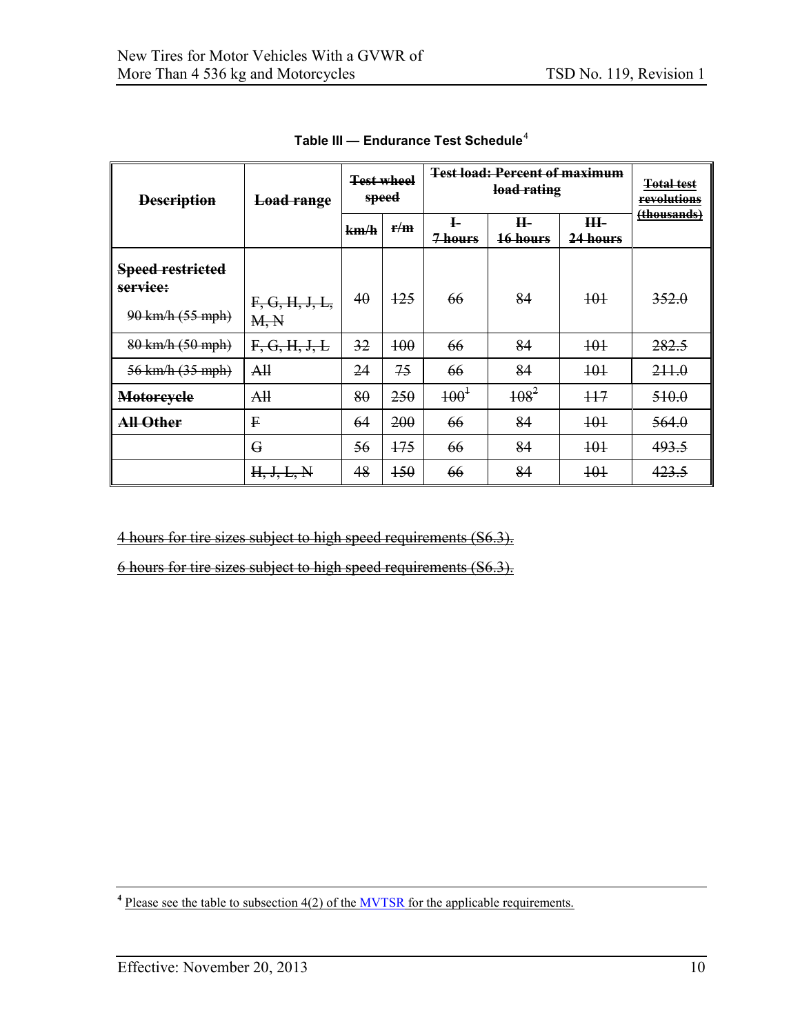**Table III — Endurance Test Schedule**[4]

| ~~Description~~ | ~~Load range~~ | ~~Test wheel speed~~ | | ~~Test load: Percent of maximum load rating~~ | | | ~~Total test revolutions (thousands)~~ |
|---|---|---|---|---|---|---|---|
| | | ~~km/h~~ | ~~r/m~~ | ~~I- 7 hours~~ | ~~II- 16 hours~~ | ~~III- 24 hours~~ | |
| ~~**Speed restricted service:**~~ ~~90 km/h (55 mph)~~ | ~~F, G, H, J, L, M, N~~ | ~~40~~ | ~~125~~ | ~~66~~ | ~~84~~ | ~~101~~ | ~~352.0~~ |
| ~~80 km/h (50 mph)~~ | ~~F, G, H, J, L~~ | ~~32~~ | ~~100~~ | ~~66~~ | ~~84~~ | ~~101~~ | ~~282.5~~ |
| ~~56 km/h (35 mph)~~ | ~~All~~ | ~~24~~ | ~~75~~ | ~~66~~ | ~~84~~ | ~~101~~ | ~~211.0~~ |
| ~~**Motorcycle**~~ | ~~All~~ | ~~80~~ | ~~250~~ | ~~100~~[1] | ~~108~~[2] | ~~117~~ | ~~510.0~~ |
| ~~**All Other**~~ | ~~F~~ | ~~64~~ | ~~200~~ | ~~66~~ | ~~84~~ | ~~101~~ | ~~564.0~~ |
| | ~~G~~ | ~~56~~ | ~~175~~ | ~~66~~ | ~~84~~ | ~~101~~ | ~~493.5~~ |
| | ~~H, J, L, N~~ | ~~48~~ | ~~150~~ | ~~66~~ | ~~84~~ | ~~101~~ | ~~423.5~~ |

~~4 hours for tire sizes subject to high speed requirements (S6.3).~~

~~6 hours for tire sizes subject to high speed requirements (S6.3).~~

---

[4] Please see the table to subsection 4(2) of the MVTSR for the applicable requirements.